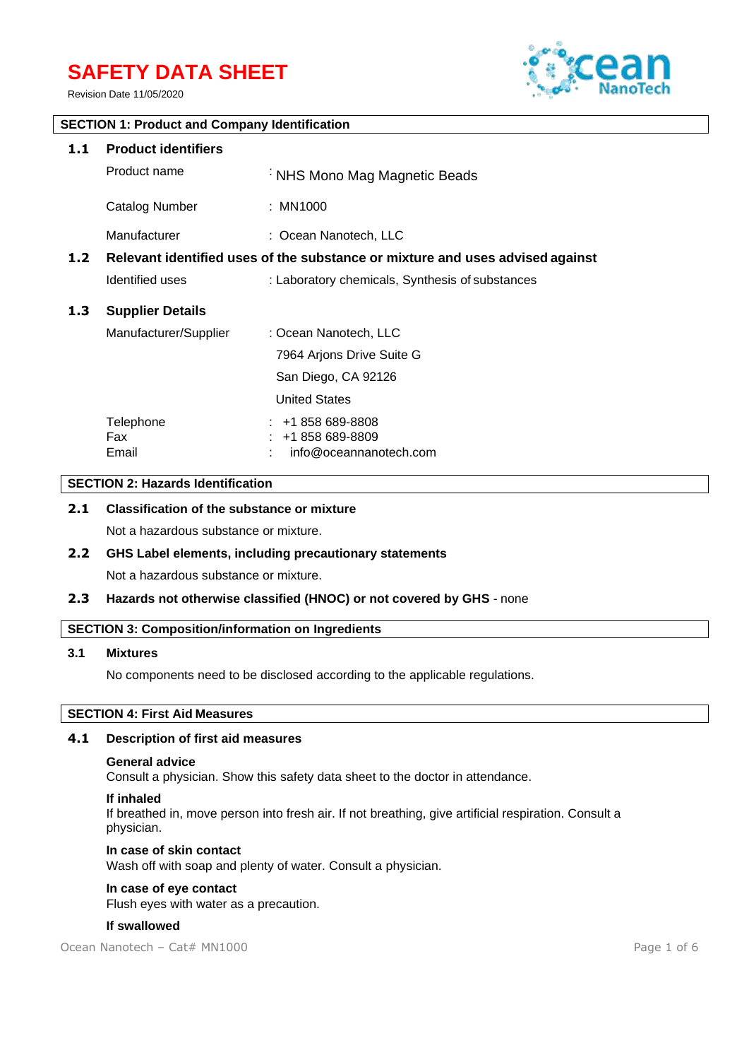# SAFETY DATA SHEET

Revision Date 11/05/2020

## SECTION 1: Product and Company Identification

### 1.1 Product identifiers

| | |
|---|---|
| Product name | : NHS Mono Mag Magnetic Beads |
| Catalog Number | : MN1000 |
| Manufacturer | : Ocean Nanotech, LLC |

### 1.2 Relevant identified uses of the substance or mixture and uses advised against

| | |
|---|---|
| Identified uses | : Laboratory chemicals, Synthesis of substances |

### 1.3 Supplier Details

| | |
|---|---|
| Manufacturer/Supplier | : Ocean Nanotech, LLC<br>7964 Arjons Drive Suite G<br>San Diego, CA 92126<br>United States |
| Telephone | : +1 858 689-8808 |
| Fax | : +1 858 689-8809 |
| Email | : info@oceannanotech.com |

## SECTION 2: Hazards Identification

### 2.1 Classification of the substance or mixture

Not a hazardous substance or mixture.

### 2.2 GHS Label elements, including precautionary statements

Not a hazardous substance or mixture.

### 2.3 Hazards not otherwise classified (HNOC) or not covered by GHS - none

## SECTION 3: Composition/information on Ingredients

### 3.1 Mixtures

No components need to be disclosed according to the applicable regulations.

## SECTION 4: First Aid Measures

### 4.1 Description of first aid measures

**General advice**
Consult a physician. Show this safety data sheet to the doctor in attendance.

**If inhaled**
If breathed in, move person into fresh air. If not breathing, give artificial respiration. Consult a physician.

**In case of skin contact**
Wash off with soap and plenty of water. Consult a physician.

**In case of eye contact**
Flush eyes with water as a precaution.

**If swallowed**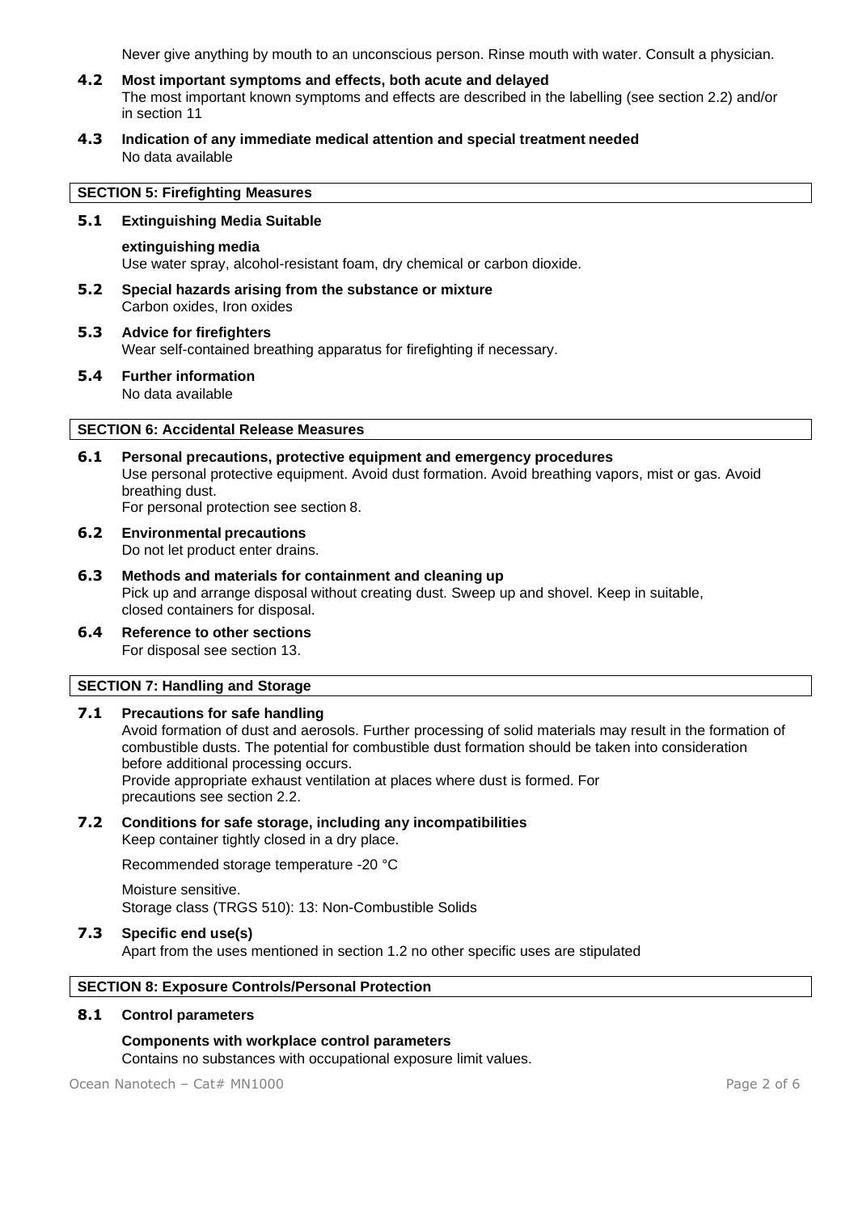Never give anything by mouth to an unconscious person. Rinse mouth with water. Consult a physician.

**4.2 Most important symptoms and effects, both acute and delayed**

The most important known symptoms and effects are described in the labelling (see section 2.2) and/or in section 11

**4.3 Indication of any immediate medical attention and special treatment needed**

No data available

## SECTION 5: Firefighting Measures

**5.1 Extinguishing Media Suitable**

**extinguishing media**

Use water spray, alcohol-resistant foam, dry chemical or carbon dioxide.

**5.2 Special hazards arising from the substance or mixture**

Carbon oxides, Iron oxides

**5.3 Advice for firefighters**

Wear self-contained breathing apparatus for firefighting if necessary.

**5.4 Further information**

No data available

## SECTION 6: Accidental Release Measures

**6.1 Personal precautions, protective equipment and emergency procedures**

Use personal protective equipment. Avoid dust formation. Avoid breathing vapors, mist or gas. Avoid breathing dust.
For personal protection see section 8.

**6.2 Environmental precautions**

Do not let product enter drains.

**6.3 Methods and materials for containment and cleaning up**

Pick up and arrange disposal without creating dust. Sweep up and shovel. Keep in suitable, closed containers for disposal.

**6.4 Reference to other sections**

For disposal see section 13.

## SECTION 7: Handling and Storage

**7.1 Precautions for safe handling**

Avoid formation of dust and aerosols. Further processing of solid materials may result in the formation of combustible dusts. The potential for combustible dust formation should be taken into consideration before additional processing occurs.
Provide appropriate exhaust ventilation at places where dust is formed. For precautions see section 2.2.

**7.2 Conditions for safe storage, including any incompatibilities**

Keep container tightly closed in a dry place.

Recommended storage temperature -20 °C

Moisture sensitive.
Storage class (TRGS 510): 13: Non-Combustible Solids

**7.3 Specific end use(s)**

Apart from the uses mentioned in section 1.2 no other specific uses are stipulated

## SECTION 8: Exposure Controls/Personal Protection

**8.1 Control parameters**

**Components with workplace control parameters**

Contains no substances with occupational exposure limit values.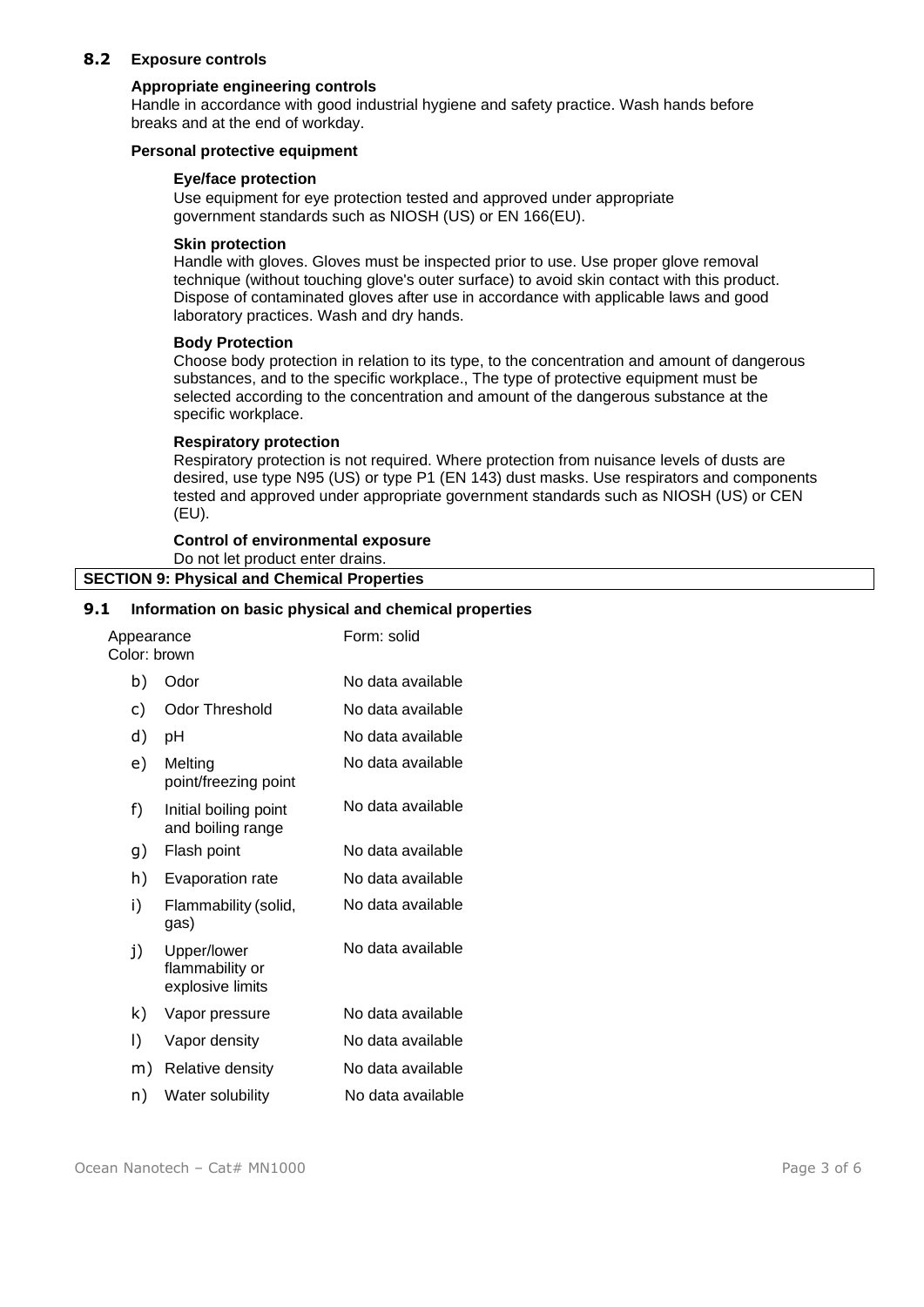## 8.2 Exposure controls

**Appropriate engineering controls**

Handle in accordance with good industrial hygiene and safety practice. Wash hands before breaks and at the end of workday.

**Personal protective equipment**

**Eye/face protection**

Use equipment for eye protection tested and approved under appropriate government standards such as NIOSH (US) or EN 166(EU).

**Skin protection**

Handle with gloves. Gloves must be inspected prior to use. Use proper glove removal technique (without touching glove's outer surface) to avoid skin contact with this product. Dispose of contaminated gloves after use in accordance with applicable laws and good laboratory practices. Wash and dry hands.

**Body Protection**

Choose body protection in relation to its type, to the concentration and amount of dangerous substances, and to the specific workplace., The type of protective equipment must be selected according to the concentration and amount of the dangerous substance at the specific workplace.

**Respiratory protection**

Respiratory protection is not required. Where protection from nuisance levels of dusts are desired, use type N95 (US) or type P1 (EN 143) dust masks. Use respirators and components tested and approved under appropriate government standards such as NIOSH (US) or CEN (EU).

**Control of environmental exposure**

Do not let product enter drains.

# SECTION 9: Physical and Chemical Properties

## 9.1 Information on basic physical and chemical properties

| Property | Value |
| --- | --- |
| Appearance<br>Color: brown | Form: solid |
| b) Odor | No data available |
| c) Odor Threshold | No data available |
| d) pH | No data available |
| e) Melting point/freezing point | No data available |
| f) Initial boiling point and boiling range | No data available |
| g) Flash point | No data available |
| h) Evaporation rate | No data available |
| i) Flammability (solid, gas) | No data available |
| j) Upper/lower flammability or explosive limits | No data available |
| k) Vapor pressure | No data available |
| l) Vapor density | No data available |
| m) Relative density | No data available |
| n) Water solubility | No data available |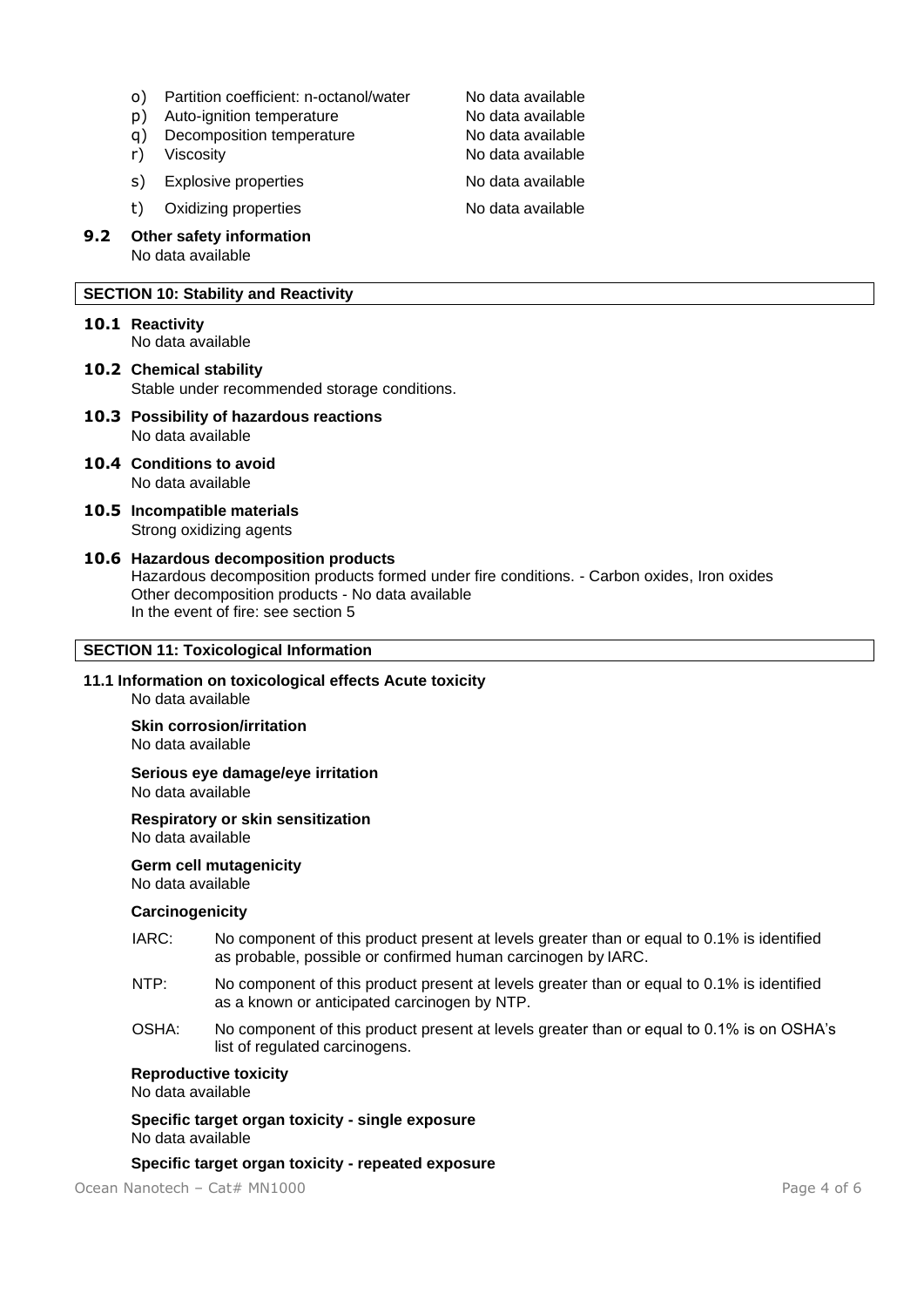o) Partition coefficient: n-octanol/water No data available
p) Auto-ignition temperature No data available
q) Decomposition temperature No data available
r) Viscosity No data available
s) Explosive properties No data available
t) Oxidizing properties No data available

### 9.2 Other safety information

No data available

## SECTION 10: Stability and Reactivity

### 10.1 Reactivity

No data available

### 10.2 Chemical stability

Stable under recommended storage conditions.

### 10.3 Possibility of hazardous reactions

No data available

### 10.4 Conditions to avoid

No data available

### 10.5 Incompatible materials

Strong oxidizing agents

### 10.6 Hazardous decomposition products

Hazardous decomposition products formed under fire conditions. - Carbon oxides, Iron oxides
Other decomposition products - No data available
In the event of fire: see section 5

## SECTION 11: Toxicological Information

### 11.1 Information on toxicological effects Acute toxicity

No data available

**Skin corrosion/irritation**
No data available

**Serious eye damage/eye irritation**
No data available

**Respiratory or skin sensitization**
No data available

**Germ cell mutagenicity**
No data available

**Carcinogenicity**

IARC: No component of this product present at levels greater than or equal to 0.1% is identified as probable, possible or confirmed human carcinogen by IARC.

NTP: No component of this product present at levels greater than or equal to 0.1% is identified as a known or anticipated carcinogen by NTP.

OSHA: No component of this product present at levels greater than or equal to 0.1% is on OSHA's list of regulated carcinogens.

**Reproductive toxicity**
No data available

**Specific target organ toxicity - single exposure**
No data available

**Specific target organ toxicity - repeated exposure**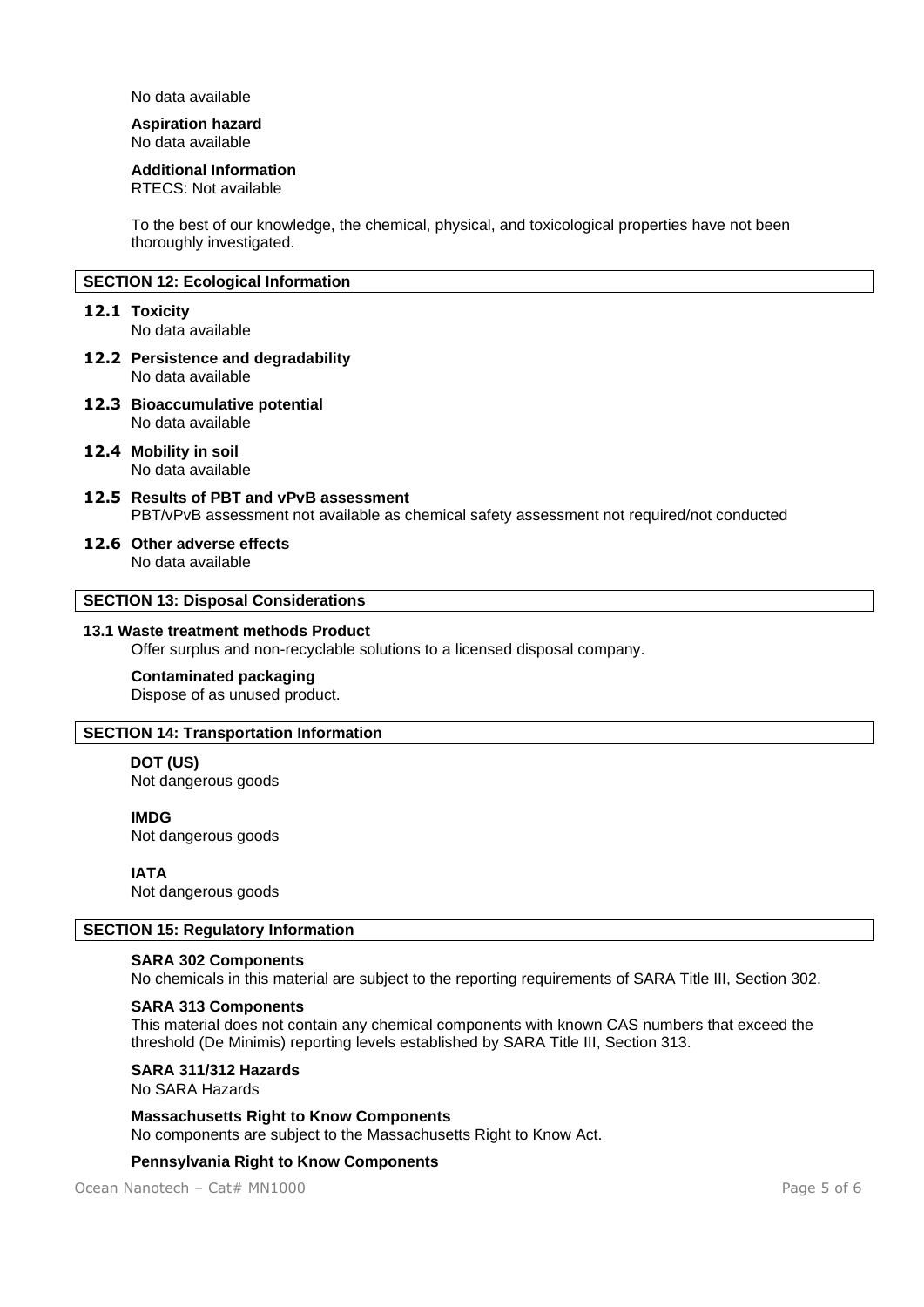No data available

**Aspiration hazard**
No data available

**Additional Information**
RTECS: Not available

To the best of our knowledge, the chemical, physical, and toxicological properties have not been thoroughly investigated.

## SECTION 12: Ecological Information

### 12.1 Toxicity
No data available

### 12.2 Persistence and degradability
No data available

### 12.3 Bioaccumulative potential
No data available

### 12.4 Mobility in soil
No data available

### 12.5 Results of PBT and vPvB assessment
PBT/vPvB assessment not available as chemical safety assessment not required/not conducted

### 12.6 Other adverse effects
No data available

## SECTION 13: Disposal Considerations

### 13.1 Waste treatment methods Product
Offer surplus and non-recyclable solutions to a licensed disposal company.

**Contaminated packaging**
Dispose of as unused product.

## SECTION 14: Transportation Information

**DOT (US)**
Not dangerous goods

**IMDG**
Not dangerous goods

**IATA**
Not dangerous goods

## SECTION 15: Regulatory Information

**SARA 302 Components**
No chemicals in this material are subject to the reporting requirements of SARA Title III, Section 302.

**SARA 313 Components**
This material does not contain any chemical components with known CAS numbers that exceed the threshold (De Minimis) reporting levels established by SARA Title III, Section 313.

**SARA 311/312 Hazards**
No SARA Hazards

**Massachusetts Right to Know Components**
No components are subject to the Massachusetts Right to Know Act.

**Pennsylvania Right to Know Components**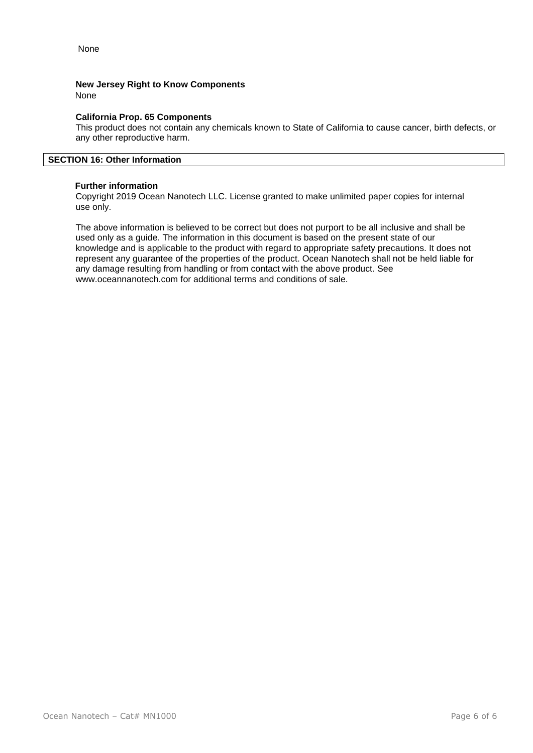None

**New Jersey Right to Know Components**

None

**California Prop. 65 Components**

This product does not contain any chemicals known to State of California to cause cancer, birth defects, or any other reproductive harm.

## SECTION 16: Other Information

**Further information**

Copyright 2019 Ocean Nanotech LLC. License granted to make unlimited paper copies for internal use only.

The above information is believed to be correct but does not purport to be all inclusive and shall be used only as a guide. The information in this document is based on the present state of our knowledge and is applicable to the product with regard to appropriate safety precautions. It does not represent any guarantee of the properties of the product. Ocean Nanotech shall not be held liable for any damage resulting from handling or from contact with the above product. See www.oceannanotech.com for additional terms and conditions of sale.